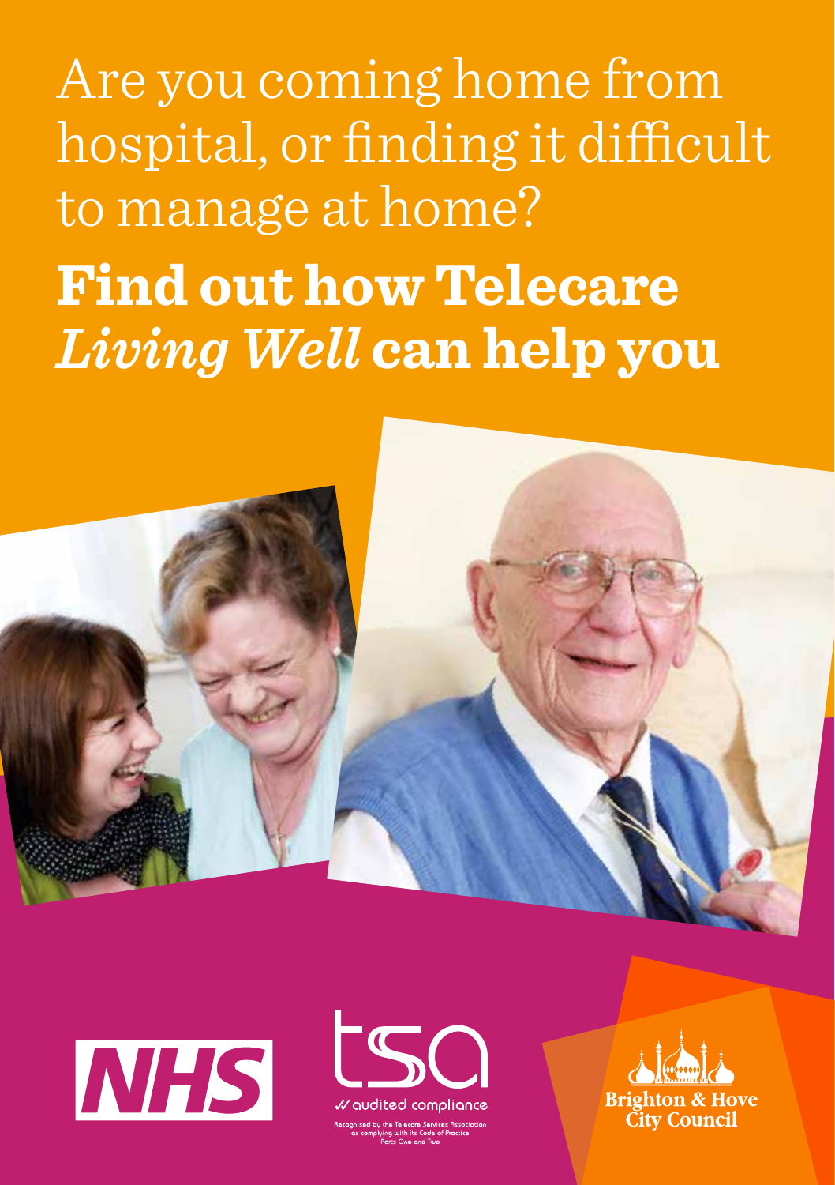# Are you coming home from hospital, or finding it difficult to manage at home?

## Find out how Telecare *Living Well* can help you

NHS

tsa

audited compliance

Recognised by the Telecare Services Association as complying with its Code of Practice Parts One and Two

Brighton & Hove City Council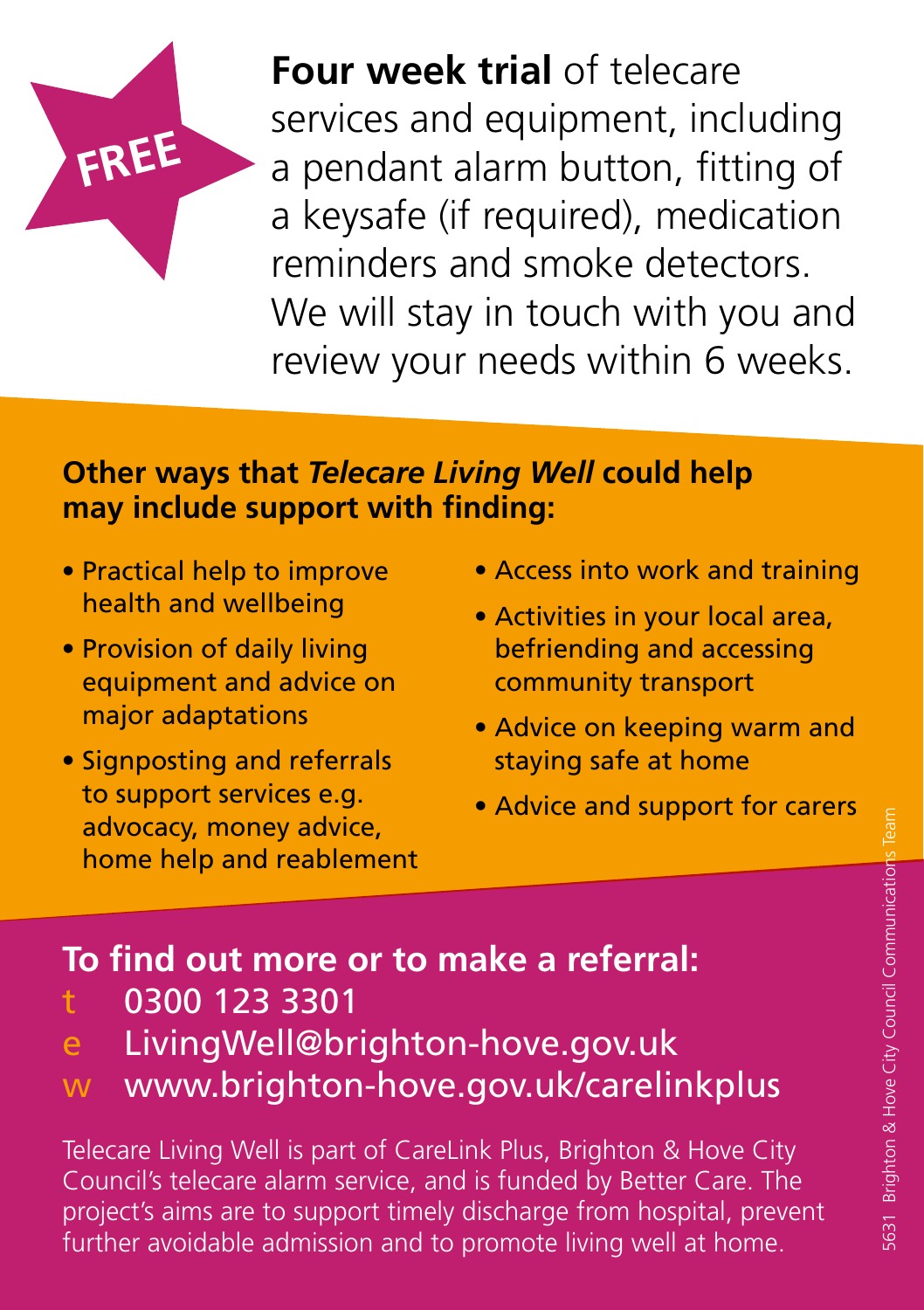**FREE**

**Four week trial** of telecare services and equipment, including a pendant alarm button, fitting of a keysafe (if required), medication reminders and smoke detectors. We will stay in touch with you and review your needs within 6 weeks.

**Other ways that *Telecare Living Well* could help may include support with finding:**

- Practical help to improve health and wellbeing
- Provision of daily living equipment and advice on major adaptations
- Signposting and referrals to support services e.g. advocacy, money advice, home help and reablement
- Access into work and training
- Activities in your local area, befriending and accessing community transport
- Advice on keeping warm and staying safe at home
- Advice and support for carers

## To find out more or to make a referral:

t 0300 123 3301
e LivingWell@brighton-hove.gov.uk
w www.brighton-hove.gov.uk/carelinkplus

Telecare Living Well is part of CareLink Plus, Brighton & Hove City Council's telecare alarm service, and is funded by Better Care. The project's aims are to support timely discharge from hospital, prevent further avoidable admission and to promote living well at home.

5631 Brighton & Hove City Council Communications Team